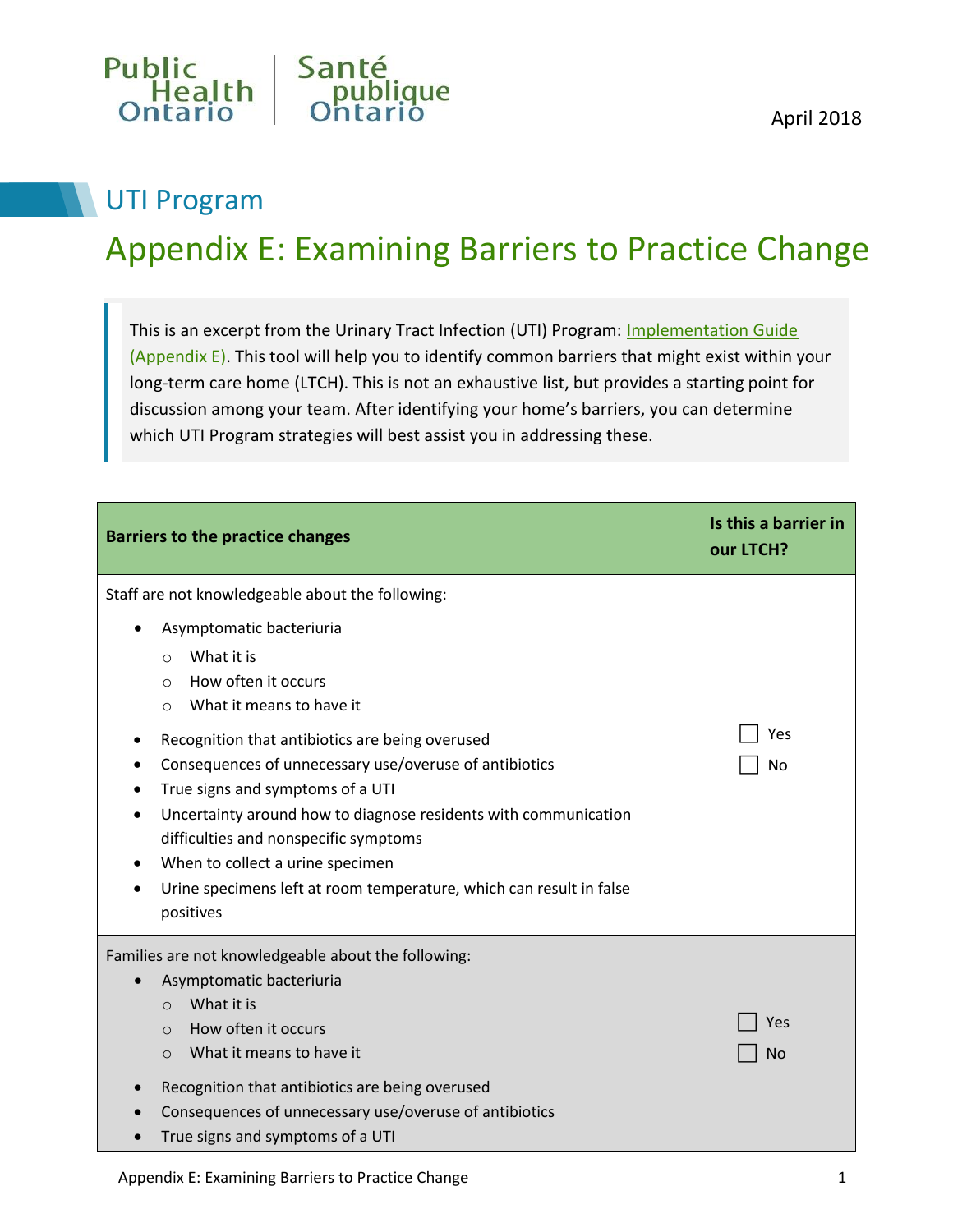Public Health Ontario | Santé publique Ontario

April 2018

## UTI Program

# Appendix E: Examining Barriers to Practice Change

> This is an excerpt from the Urinary Tract Infection (UTI) Program: Implementation Guide (Appendix E). This tool will help you to identify common barriers that might exist within your long-term care home (LTCH). This is not an exhaustive list, but provides a starting point for discussion among your team. After identifying your home's barriers, you can determine which UTI Program strategies will best assist you in addressing these.

| Barriers to the practice changes | Is this a barrier in our LTCH? |
|---|---|
| Staff are not knowledgeable about the following:<br>• Asymptomatic bacteriuria<br>&nbsp;&nbsp;&nbsp;&nbsp;○ What it is<br>&nbsp;&nbsp;&nbsp;&nbsp;○ How often it occurs<br>&nbsp;&nbsp;&nbsp;&nbsp;○ What it means to have it<br>• Recognition that antibiotics are being overused<br>• Consequences of unnecessary use/overuse of antibiotics<br>• True signs and symptoms of a UTI<br>• Uncertainty around how to diagnose residents with communication difficulties and nonspecific symptoms<br>• When to collect a urine specimen<br>• Urine specimens left at room temperature, which can result in false positives | ☐ Yes<br>☐ No |
| Families are not knowledgeable about the following:<br>• Asymptomatic bacteriuria<br>&nbsp;&nbsp;&nbsp;&nbsp;○ What it is<br>&nbsp;&nbsp;&nbsp;&nbsp;○ How often it occurs<br>&nbsp;&nbsp;&nbsp;&nbsp;○ What it means to have it<br>• Recognition that antibiotics are being overused<br>• Consequences of unnecessary use/overuse of antibiotics<br>• True signs and symptoms of a UTI | ☐ Yes<br>☐ No |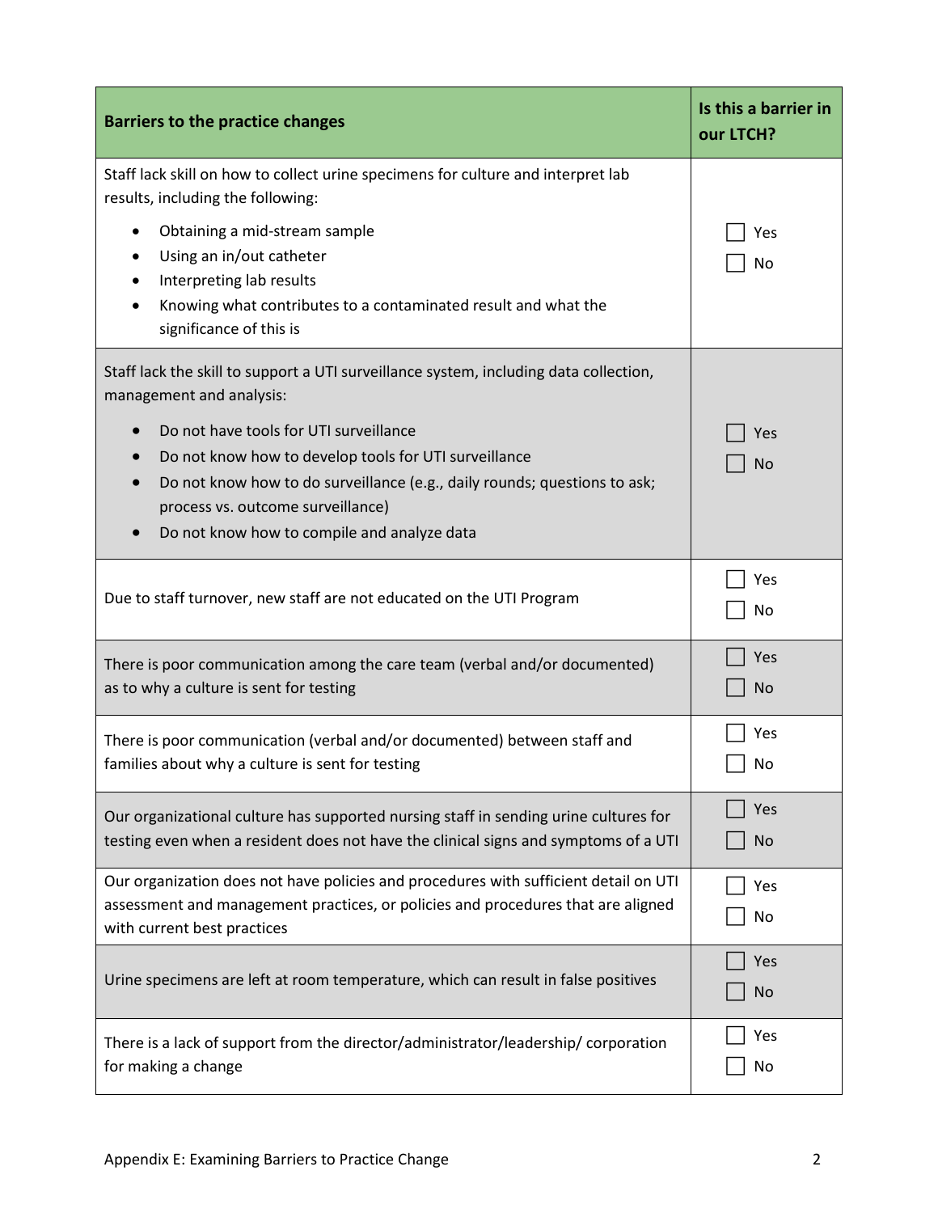| Barriers to the practice changes | Is this a barrier in our LTCH? |
|---|---|
| Staff lack skill on how to collect urine specimens for culture and interpret lab results, including the following:<br>• Obtaining a mid-stream sample<br>• Using an in/out catheter<br>• Interpreting lab results<br>• Knowing what contributes to a contaminated result and what the significance of this is | ☐ Yes<br>☐ No |
| Staff lack the skill to support a UTI surveillance system, including data collection, management and analysis:<br>• Do not have tools for UTI surveillance<br>• Do not know how to develop tools for UTI surveillance<br>• Do not know how to do surveillance (e.g., daily rounds; questions to ask; process vs. outcome surveillance)<br>• Do not know how to compile and analyze data | ☐ Yes<br>☐ No |
| Due to staff turnover, new staff are not educated on the UTI Program | ☐ Yes<br>☐ No |
| There is poor communication among the care team (verbal and/or documented) as to why a culture is sent for testing | ☐ Yes<br>☐ No |
| There is poor communication (verbal and/or documented) between staff and families about why a culture is sent for testing | ☐ Yes<br>☐ No |
| Our organizational culture has supported nursing staff in sending urine cultures for testing even when a resident does not have the clinical signs and symptoms of a UTI | ☐ Yes<br>☐ No |
| Our organization does not have policies and procedures with sufficient detail on UTI assessment and management practices, or policies and procedures that are aligned with current best practices | ☐ Yes<br>☐ No |
| Urine specimens are left at room temperature, which can result in false positives | ☐ Yes<br>☐ No |
| There is a lack of support from the director/administrator/leadership/ corporation for making a change | ☐ Yes<br>☐ No |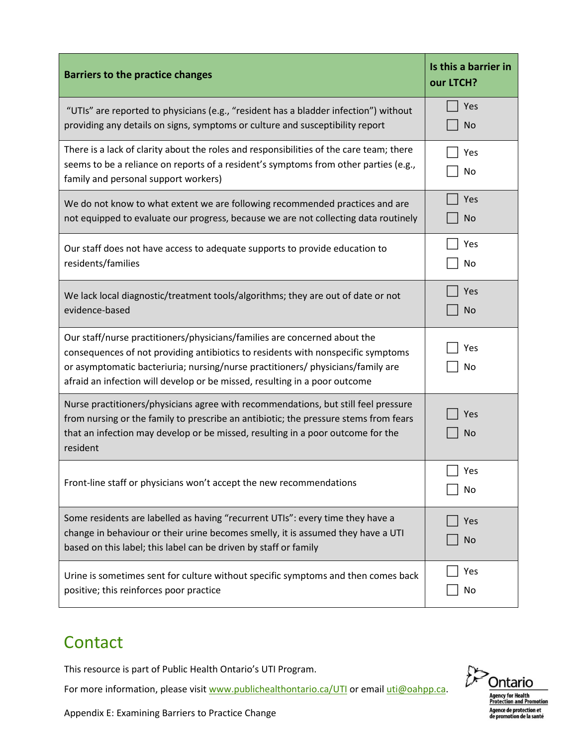| Barriers to the practice changes | Is this a barrier in our LTCH? |
| --- | --- |
| "UTIs" are reported to physicians (e.g., "resident has a bladder infection") without providing any details on signs, symptoms or culture and susceptibility report | ☐ Yes ☐ No |
| There is a lack of clarity about the roles and responsibilities of the care team; there seems to be a reliance on reports of a resident's symptoms from other parties (e.g., family and personal support workers) | ☐ Yes ☐ No |
| We do not know to what extent we are following recommended practices and are not equipped to evaluate our progress, because we are not collecting data routinely | ☐ Yes ☐ No |
| Our staff does not have access to adequate supports to provide education to residents/families | ☐ Yes ☐ No |
| We lack local diagnostic/treatment tools/algorithms; they are out of date or not evidence-based | ☐ Yes ☐ No |
| Our staff/nurse practitioners/physicians/families are concerned about the consequences of not providing antibiotics to residents with nonspecific symptoms or asymptomatic bacteriuria; nursing/nurse practitioners/ physicians/family are afraid an infection will develop or be missed, resulting in a poor outcome | ☐ Yes ☐ No |
| Nurse practitioners/physicians agree with recommendations, but still feel pressure from nursing or the family to prescribe an antibiotic; the pressure stems from fears that an infection may develop or be missed, resulting in a poor outcome for the resident | ☐ Yes ☐ No |
| Front-line staff or physicians won't accept the new recommendations | ☐ Yes ☐ No |
| Some residents are labelled as having "recurrent UTIs": every time they have a change in behaviour or their urine becomes smelly, it is assumed they have a UTI based on this label; this label can be driven by staff or family | ☐ Yes ☐ No |
| Urine is sometimes sent for culture without specific symptoms and then comes back positive; this reinforces poor practice | ☐ Yes ☐ No |

## Contact

This resource is part of Public Health Ontario's UTI Program.

For more information, please visit www.publichealthontario.ca/UTI or email uti@oahpp.ca.

Appendix E: Examining Barriers to Practice Change